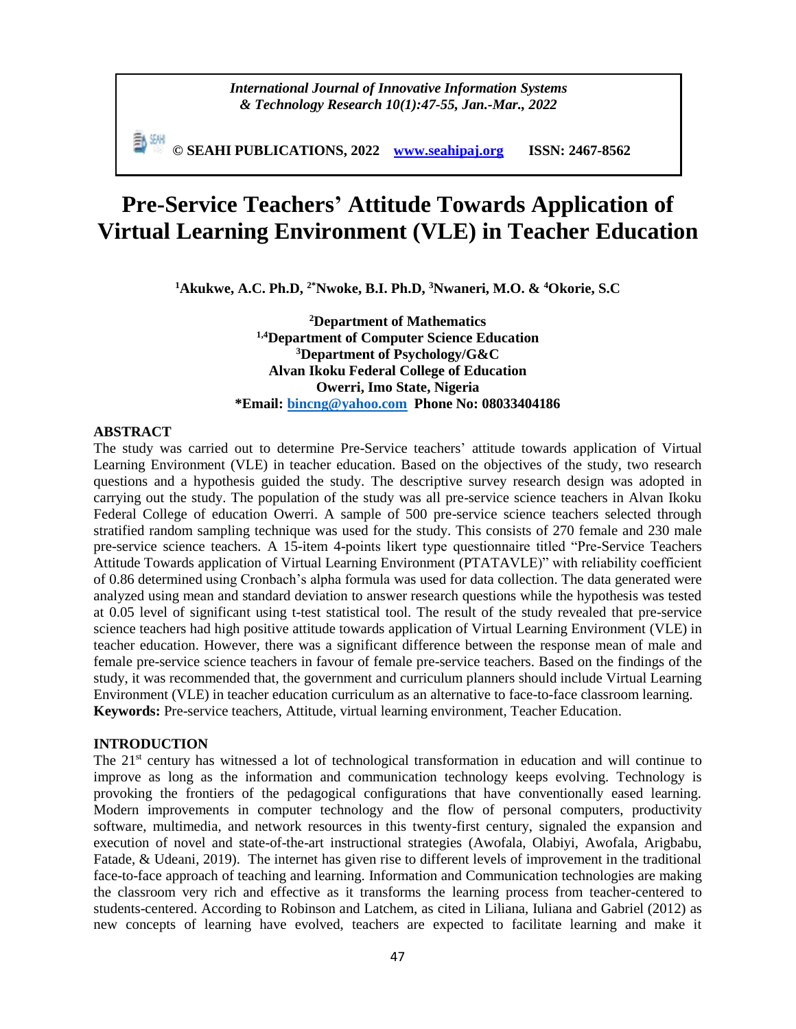# Pre-Service Teachers' Attitude Towards Application of Virtual Learning Environment (VLE) in Teacher Education

[1]Akukwe, A.C. Ph.D, [2*]Nwoke, B.I. Ph.D, [3]Nwaneri, M.O. & [4]Okorie, S.C

[2]Department of Mathematics
[1,4]Department of Computer Science Education
[3]Department of Psychology/G&C
Alvan Ikoku Federal College of Education
Owerri, Imo State, Nigeria
*Email: bincng@yahoo.com Phone No: 08033404186

## ABSTRACT

The study was carried out to determine Pre-Service teachers' attitude towards application of Virtual Learning Environment (VLE) in teacher education. Based on the objectives of the study, two research questions and a hypothesis guided the study. The descriptive survey research design was adopted in carrying out the study. The population of the study was all pre-service science teachers in Alvan Ikoku Federal College of education Owerri. A sample of 500 pre-service science teachers selected through stratified random sampling technique was used for the study. This consists of 270 female and 230 male pre-service science teachers. A 15-item 4-points likert type questionnaire titled "Pre-Service Teachers Attitude Towards application of Virtual Learning Environment (PTATAVLE)" with reliability coefficient of 0.86 determined using Cronbach's alpha formula was used for data collection. The data generated were analyzed using mean and standard deviation to answer research questions while the hypothesis was tested at 0.05 level of significant using t-test statistical tool. The result of the study revealed that pre-service science teachers had high positive attitude towards application of Virtual Learning Environment (VLE) in teacher education. However, there was a significant difference between the response mean of male and female pre-service science teachers in favour of female pre-service teachers. Based on the findings of the study, it was recommended that, the government and curriculum planners should include Virtual Learning Environment (VLE) in teacher education curriculum as an alternative to face-to-face classroom learning.

**Keywords:** Pre-service teachers, Attitude, virtual learning environment, Teacher Education.

## INTRODUCTION

The 21st century has witnessed a lot of technological transformation in education and will continue to improve as long as the information and communication technology keeps evolving. Technology is provoking the frontiers of the pedagogical configurations that have conventionally eased learning. Modern improvements in computer technology and the flow of personal computers, productivity software, multimedia, and network resources in this twenty-first century, signaled the expansion and execution of novel and state-of-the-art instructional strategies (Awofala, Olabiyi, Awofala, Arigbabu, Fatade, & Udeani, 2019). The internet has given rise to different levels of improvement in the traditional face-to-face approach of teaching and learning. Information and Communication technologies are making the classroom very rich and effective as it transforms the learning process from teacher-centered to students-centered. According to Robinson and Latchem, as cited in Liliana, Iuliana and Gabriel (2012) as new concepts of learning have evolved, teachers are expected to facilitate learning and make it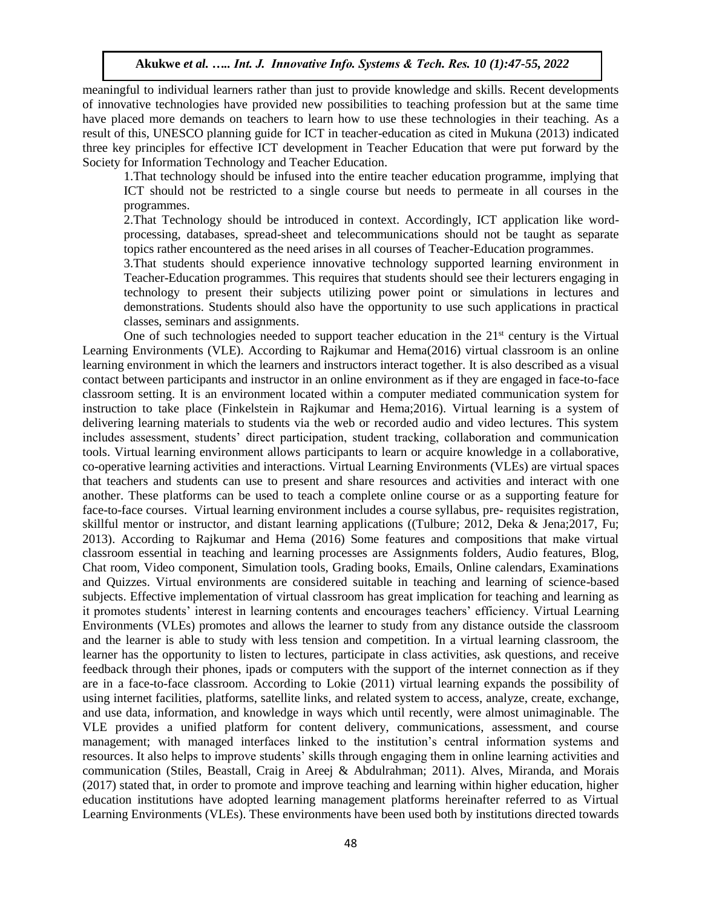meaningful to individual learners rather than just to provide knowledge and skills. Recent developments of innovative technologies have provided new possibilities to teaching profession but at the same time have placed more demands on teachers to learn how to use these technologies in their teaching. As a result of this, UNESCO planning guide for ICT in teacher-education as cited in Mukuna (2013) indicated three key principles for effective ICT development in Teacher Education that were put forward by the Society for Information Technology and Teacher Education.

1. That technology should be infused into the entire teacher education programme, implying that ICT should not be restricted to a single course but needs to permeate in all courses in the programmes.
2. That Technology should be introduced in context. Accordingly, ICT application like word-processing, databases, spread-sheet and telecommunications should not be taught as separate topics rather encountered as the need arises in all courses of Teacher-Education programmes.
3. That students should experience innovative technology supported learning environment in Teacher-Education programmes. This requires that students should see their lecturers engaging in technology to present their subjects utilizing power point or simulations in lectures and demonstrations. Students should also have the opportunity to use such applications in practical classes, seminars and assignments.

One of such technologies needed to support teacher education in the 21st century is the Virtual Learning Environments (VLE). According to Rajkumar and Hema(2016) virtual classroom is an online learning environment in which the learners and instructors interact together. It is also described as a visual contact between participants and instructor in an online environment as if they are engaged in face-to-face classroom setting. It is an environment located within a computer mediated communication system for instruction to take place (Finkelstein in Rajkumar and Hema;2016). Virtual learning is a system of delivering learning materials to students via the web or recorded audio and video lectures. This system includes assessment, students' direct participation, student tracking, collaboration and communication tools. Virtual learning environment allows participants to learn or acquire knowledge in a collaborative, co-operative learning activities and interactions. Virtual Learning Environments (VLEs) are virtual spaces that teachers and students can use to present and share resources and activities and interact with one another. These platforms can be used to teach a complete online course or as a supporting feature for face-to-face courses. Virtual learning environment includes a course syllabus, pre- requisites registration, skillful mentor or instructor, and distant learning applications ((Tulbure; 2012, Deka & Jena;2017, Fu; 2013). According to Rajkumar and Hema (2016) Some features and compositions that make virtual classroom essential in teaching and learning processes are Assignments folders, Audio features, Blog, Chat room, Video component, Simulation tools, Grading books, Emails, Online calendars, Examinations and Quizzes. Virtual environments are considered suitable in teaching and learning of science-based subjects. Effective implementation of virtual classroom has great implication for teaching and learning as it promotes students' interest in learning contents and encourages teachers' efficiency. Virtual Learning Environments (VLEs) promotes and allows the learner to study from any distance outside the classroom and the learner is able to study with less tension and competition. In a virtual learning classroom, the learner has the opportunity to listen to lectures, participate in class activities, ask questions, and receive feedback through their phones, ipads or computers with the support of the internet connection as if they are in a face-to-face classroom. According to Lokie (2011) virtual learning expands the possibility of using internet facilities, platforms, satellite links, and related system to access, analyze, create, exchange, and use data, information, and knowledge in ways which until recently, were almost unimaginable. The VLE provides a unified platform for content delivery, communications, assessment, and course management; with managed interfaces linked to the institution's central information systems and resources. It also helps to improve students' skills through engaging them in online learning activities and communication (Stiles, Beastall, Craig in Areej & Abdulrahman; 2011). Alves, Miranda, and Morais (2017) stated that, in order to promote and improve teaching and learning within higher education, higher education institutions have adopted learning management platforms hereinafter referred to as Virtual Learning Environments (VLEs). These environments have been used both by institutions directed towards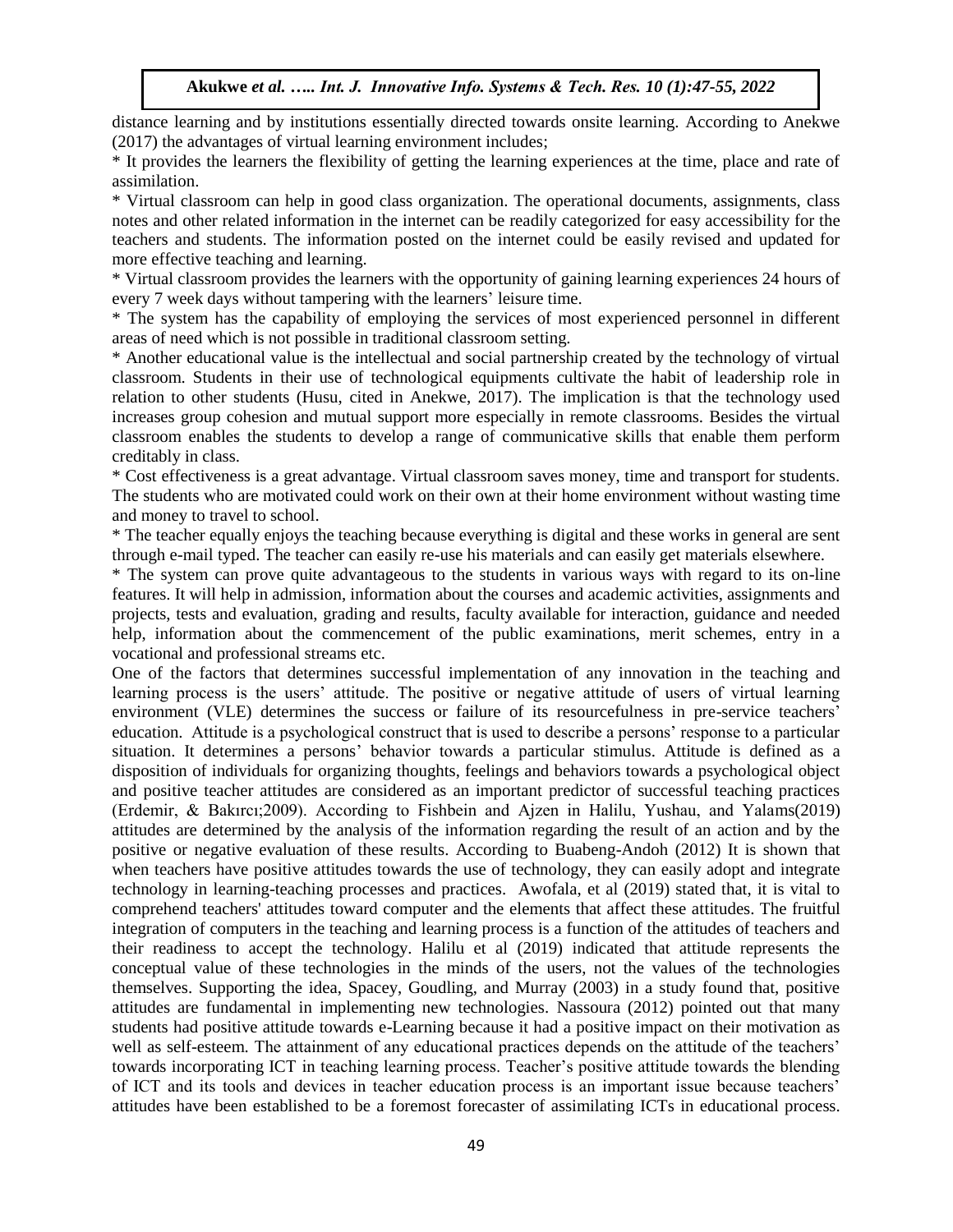distance learning and by institutions essentially directed towards onsite learning. According to Anekwe (2017) the advantages of virtual learning environment includes;

* It provides the learners the flexibility of getting the learning experiences at the time, place and rate of assimilation.

* Virtual classroom can help in good class organization. The operational documents, assignments, class notes and other related information in the internet can be readily categorized for easy accessibility for the teachers and students. The information posted on the internet could be easily revised and updated for more effective teaching and learning.

* Virtual classroom provides the learners with the opportunity of gaining learning experiences 24 hours of every 7 week days without tampering with the learners' leisure time.

* The system has the capability of employing the services of most experienced personnel in different areas of need which is not possible in traditional classroom setting.

* Another educational value is the intellectual and social partnership created by the technology of virtual classroom. Students in their use of technological equipments cultivate the habit of leadership role in relation to other students (Husu, cited in Anekwe, 2017). The implication is that the technology used increases group cohesion and mutual support more especially in remote classrooms. Besides the virtual classroom enables the students to develop a range of communicative skills that enable them perform creditably in class.

* Cost effectiveness is a great advantage. Virtual classroom saves money, time and transport for students. The students who are motivated could work on their own at their home environment without wasting time and money to travel to school.

* The teacher equally enjoys the teaching because everything is digital and these works in general are sent through e-mail typed. The teacher can easily re-use his materials and can easily get materials elsewhere.

* The system can prove quite advantageous to the students in various ways with regard to its on-line features. It will help in admission, information about the courses and academic activities, assignments and projects, tests and evaluation, grading and results, faculty available for interaction, guidance and needed help, information about the commencement of the public examinations, merit schemes, entry in a vocational and professional streams etc.

One of the factors that determines successful implementation of any innovation in the teaching and learning process is the users' attitude. The positive or negative attitude of users of virtual learning environment (VLE) determines the success or failure of its resourcefulness in pre-service teachers' education. Attitude is a psychological construct that is used to describe a persons' response to a particular situation. It determines a persons' behavior towards a particular stimulus. Attitude is defined as a disposition of individuals for organizing thoughts, feelings and behaviors towards a psychological object and positive teacher attitudes are considered as an important predictor of successful teaching practices (Erdemir, & Bakırcı;2009). According to Fishbein and Ajzen in Halilu, Yushau, and Yalams(2019) attitudes are determined by the analysis of the information regarding the result of an action and by the positive or negative evaluation of these results. According to Buabeng-Andoh (2012) It is shown that when teachers have positive attitudes towards the use of technology, they can easily adopt and integrate technology in learning-teaching processes and practices. Awofala, et al (2019) stated that, it is vital to comprehend teachers' attitudes toward computer and the elements that affect these attitudes. The fruitful integration of computers in the teaching and learning process is a function of the attitudes of teachers and their readiness to accept the technology. Halilu et al (2019) indicated that attitude represents the conceptual value of these technologies in the minds of the users, not the values of the technologies themselves. Supporting the idea, Spacey, Goudling, and Murray (2003) in a study found that, positive attitudes are fundamental in implementing new technologies. Nassoura (2012) pointed out that many students had positive attitude towards e-Learning because it had a positive impact on their motivation as well as self-esteem. The attainment of any educational practices depends on the attitude of the teachers' towards incorporating ICT in teaching learning process. Teacher's positive attitude towards the blending of ICT and its tools and devices in teacher education process is an important issue because teachers' attitudes have been established to be a foremost forecaster of assimilating ICTs in educational process.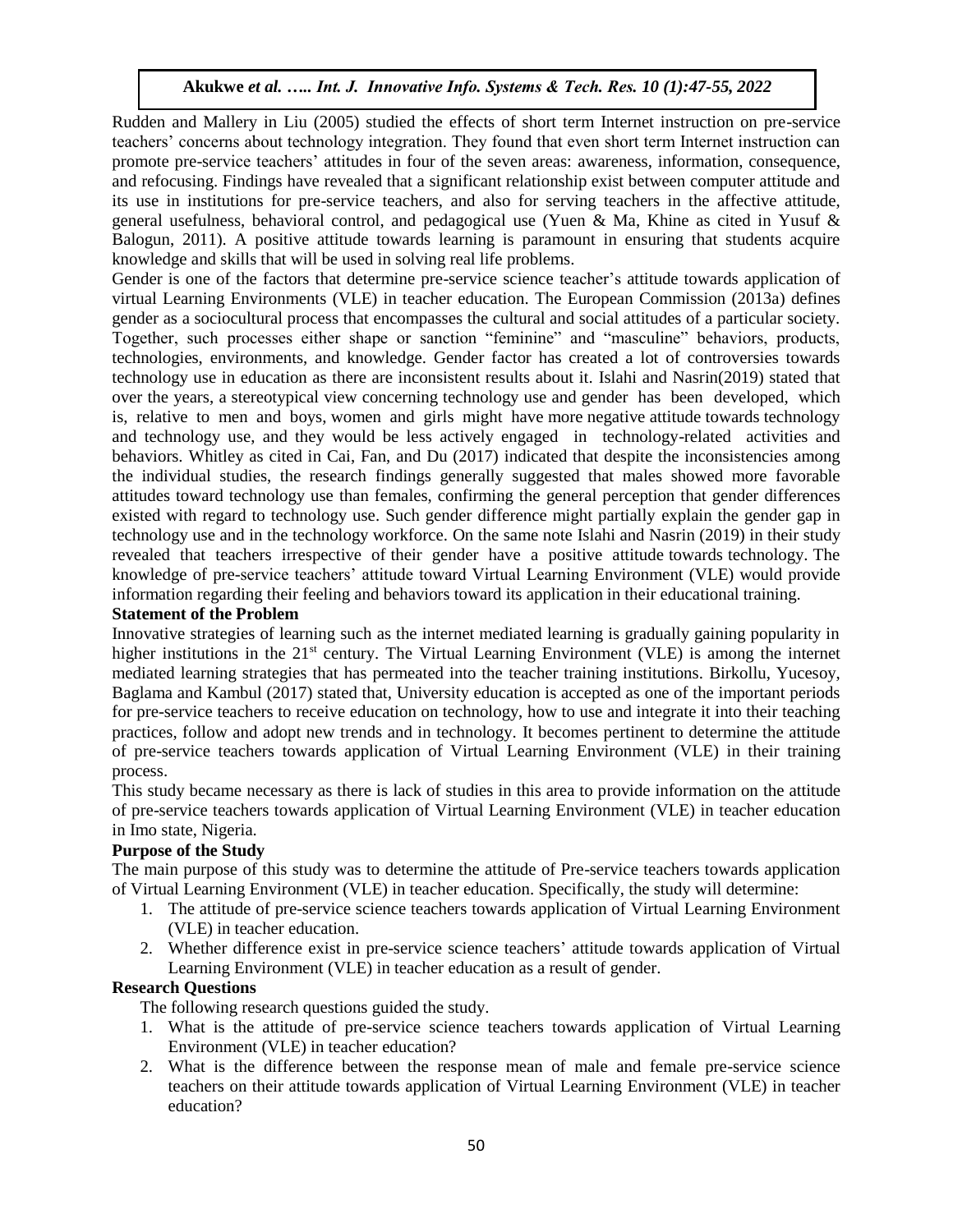Rudden and Mallery in Liu (2005) studied the effects of short term Internet instruction on pre-service teachers' concerns about technology integration. They found that even short term Internet instruction can promote pre-service teachers' attitudes in four of the seven areas: awareness, information, consequence, and refocusing. Findings have revealed that a significant relationship exist between computer attitude and its use in institutions for pre-service teachers, and also for serving teachers in the affective attitude, general usefulness, behavioral control, and pedagogical use (Yuen & Ma, Khine as cited in Yusuf & Balogun, 2011). A positive attitude towards learning is paramount in ensuring that students acquire knowledge and skills that will be used in solving real life problems.

Gender is one of the factors that determine pre-service science teacher's attitude towards application of virtual Learning Environments (VLE) in teacher education. The European Commission (2013a) defines gender as a sociocultural process that encompasses the cultural and social attitudes of a particular society. Together, such processes either shape or sanction "feminine" and "masculine" behaviors, products, technologies, environments, and knowledge. Gender factor has created a lot of controversies towards technology use in education as there are inconsistent results about it. Islahi and Nasrin(2019) stated that over the years, a stereotypical view concerning technology use and gender has been developed, which is, relative to men and boys, women and girls might have more negative attitude towards technology and technology use, and they would be less actively engaged in technology-related activities and behaviors. Whitley as cited in Cai, Fan, and Du (2017) indicated that despite the inconsistencies among the individual studies, the research findings generally suggested that males showed more favorable attitudes toward technology use than females, confirming the general perception that gender differences existed with regard to technology use. Such gender difference might partially explain the gender gap in technology use and in the technology workforce. On the same note Islahi and Nasrin (2019) in their study revealed that teachers irrespective of their gender have a positive attitude towards technology. The knowledge of pre-service teachers' attitude toward Virtual Learning Environment (VLE) would provide information regarding their feeling and behaviors toward its application in their educational training.

### Statement of the Problem

Innovative strategies of learning such as the internet mediated learning is gradually gaining popularity in higher institutions in the 21st century. The Virtual Learning Environment (VLE) is among the internet mediated learning strategies that has permeated into the teacher training institutions. Birkollu, Yucesoy, Baglama and Kambul (2017) stated that, University education is accepted as one of the important periods for pre-service teachers to receive education on technology, how to use and integrate it into their teaching practices, follow and adopt new trends and in technology. It becomes pertinent to determine the attitude of pre-service teachers towards application of Virtual Learning Environment (VLE) in their training process.

This study became necessary as there is lack of studies in this area to provide information on the attitude of pre-service teachers towards application of Virtual Learning Environment (VLE) in teacher education in Imo state, Nigeria.

### Purpose of the Study

The main purpose of this study was to determine the attitude of Pre-service teachers towards application of Virtual Learning Environment (VLE) in teacher education. Specifically, the study will determine:

1. The attitude of pre-service science teachers towards application of Virtual Learning Environment (VLE) in teacher education.
2. Whether difference exist in pre-service science teachers' attitude towards application of Virtual Learning Environment (VLE) in teacher education as a result of gender.

### Research Questions

The following research questions guided the study.

1. What is the attitude of pre-service science teachers towards application of Virtual Learning Environment (VLE) in teacher education?
2. What is the difference between the response mean of male and female pre-service science teachers on their attitude towards application of Virtual Learning Environment (VLE) in teacher education?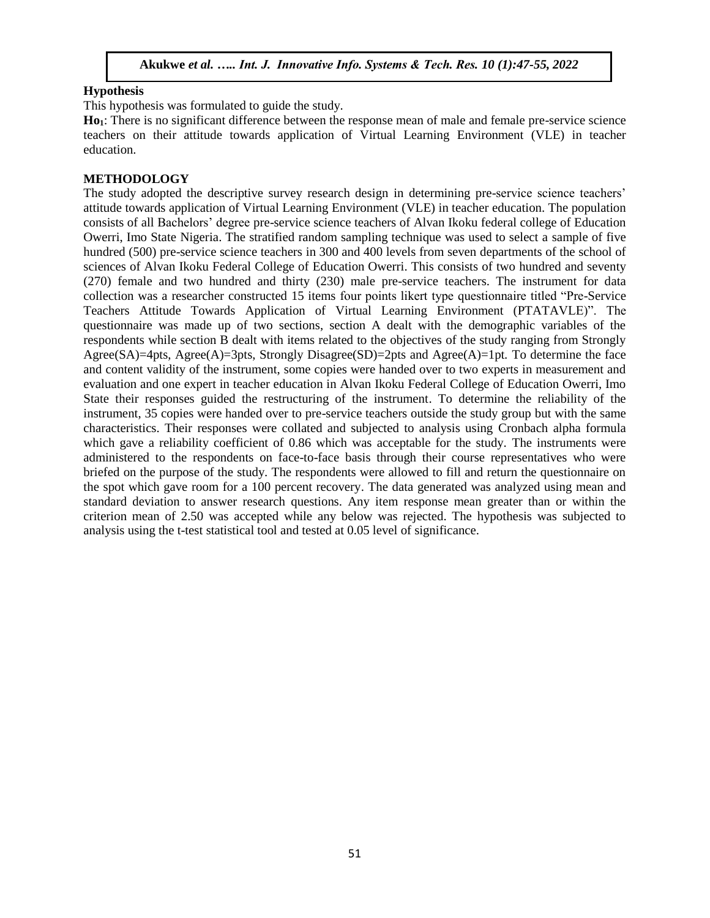**Hypothesis**

This hypothesis was formulated to guide the study.

**$Ho_1$**: There is no significant difference between the response mean of male and female pre-service science teachers on their attitude towards application of Virtual Learning Environment (VLE) in teacher education.

**METHODOLOGY**

The study adopted the descriptive survey research design in determining pre-service science teachers' attitude towards application of Virtual Learning Environment (VLE) in teacher education. The population consists of all Bachelors' degree pre-service science teachers of Alvan Ikoku federal college of Education Owerri, Imo State Nigeria. The stratified random sampling technique was used to select a sample of five hundred (500) pre-service science teachers in 300 and 400 levels from seven departments of the school of sciences of Alvan Ikoku Federal College of Education Owerri. This consists of two hundred and seventy (270) female and two hundred and thirty (230) male pre-service teachers. The instrument for data collection was a researcher constructed 15 items four points likert type questionnaire titled "Pre-Service Teachers Attitude Towards Application of Virtual Learning Environment (PTATAVLE)". The questionnaire was made up of two sections, section A dealt with the demographic variables of the respondents while section B dealt with items related to the objectives of the study ranging from Strongly Agree(SA)=4pts, Agree(A)=3pts, Strongly Disagree(SD)=2pts and Agree(A)=1pt. To determine the face and content validity of the instrument, some copies were handed over to two experts in measurement and evaluation and one expert in teacher education in Alvan Ikoku Federal College of Education Owerri, Imo State their responses guided the restructuring of the instrument. To determine the reliability of the instrument, 35 copies were handed over to pre-service teachers outside the study group but with the same characteristics. Their responses were collated and subjected to analysis using Cronbach alpha formula which gave a reliability coefficient of 0.86 which was acceptable for the study. The instruments were administered to the respondents on face-to-face basis through their course representatives who were briefed on the purpose of the study. The respondents were allowed to fill and return the questionnaire on the spot which gave room for a 100 percent recovery. The data generated was analyzed using mean and standard deviation to answer research questions. Any item response mean greater than or within the criterion mean of 2.50 was accepted while any below was rejected. The hypothesis was subjected to analysis using the t-test statistical tool and tested at 0.05 level of significance.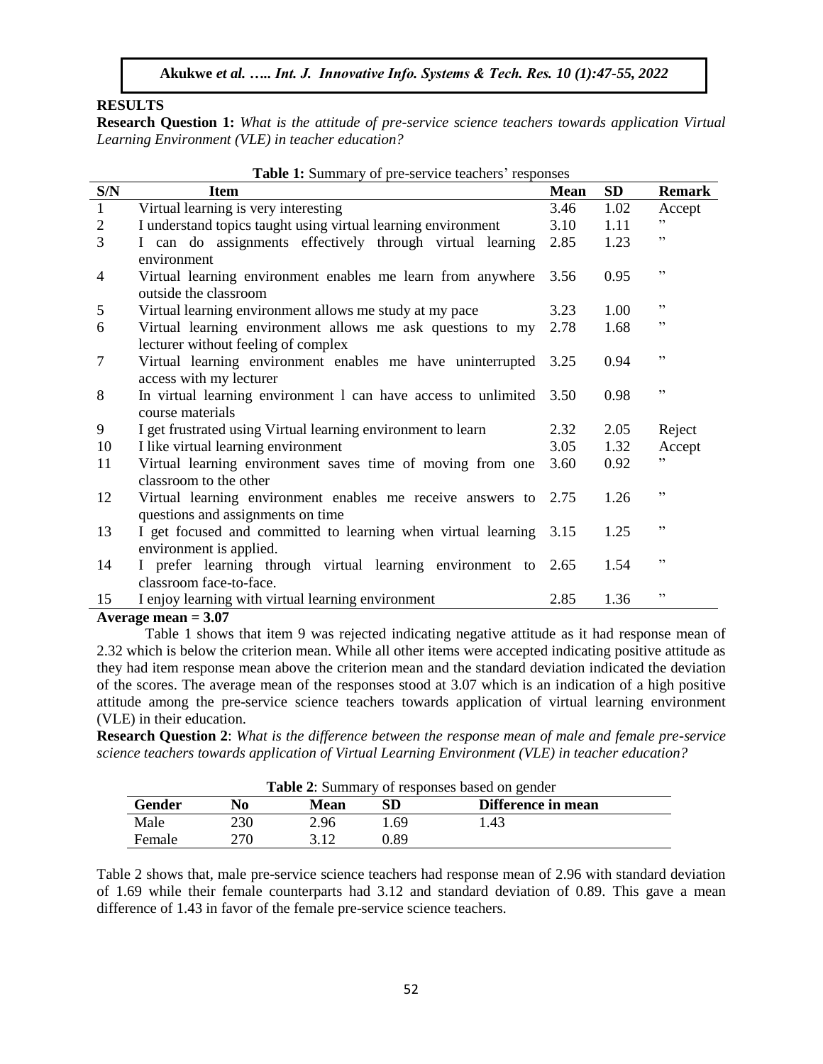## RESULTS

**Research Question 1:** *What is the attitude of pre-service science teachers towards application Virtual Learning Environment (VLE) in teacher education?*

**Table 1:** Summary of pre-service teachers' responses

| S/N | Item | Mean | SD | Remark |
|---|---|---|---|---|
| 1 | Virtual learning is very interesting | 3.46 | 1.02 | Accept |
| 2 | I understand topics taught using virtual learning environment | 3.10 | 1.11 | " |
| 3 | I can do assignments effectively through virtual learning environment | 2.85 | 1.23 | " |
| 4 | Virtual learning environment enables me learn from anywhere outside the classroom | 3.56 | 0.95 | " |
| 5 | Virtual learning environment allows me study at my pace | 3.23 | 1.00 | " |
| 6 | Virtual learning environment allows me ask questions to my lecturer without feeling of complex | 2.78 | 1.68 | " |
| 7 | Virtual learning environment enables me have uninterrupted access with my lecturer | 3.25 | 0.94 | " |
| 8 | In virtual learning environment l can have access to unlimited course materials | 3.50 | 0.98 | " |
| 9 | I get frustrated using Virtual learning environment to learn | 2.32 | 2.05 | Reject |
| 10 | I like virtual learning environment | 3.05 | 1.32 | Accept |
| 11 | Virtual learning environment saves time of moving from one classroom to the other | 3.60 | 0.92 | " |
| 12 | Virtual learning environment enables me receive answers to questions and assignments on time | 2.75 | 1.26 | " |
| 13 | I get focused and committed to learning when virtual learning environment is applied. | 3.15 | 1.25 | " |
| 14 | I prefer learning through virtual learning environment to classroom face-to-face. | 2.65 | 1.54 | " |
| 15 | I enjoy learning with virtual learning environment | 2.85 | 1.36 | " |

**Average mean = 3.07**

Table 1 shows that item 9 was rejected indicating negative attitude as it had response mean of 2.32 which is below the criterion mean. While all other items were accepted indicating positive attitude as they had item response mean above the criterion mean and the standard deviation indicated the deviation of the scores. The average mean of the responses stood at 3.07 which is an indication of a high positive attitude among the pre-service science teachers towards application of virtual learning environment (VLE) in their education.

**Research Question 2**: *What is the difference between the response mean of male and female pre-service science teachers towards application of Virtual Learning Environment (VLE) in teacher education?*

**Table 2**: Summary of responses based on gender

| Gender | No | Mean | SD | Difference in mean |
|---|---|---|---|---|
| Male | 230 | 2.96 | 1.69 | 1.43 |
| Female | 270 | 3.12 | 0.89 | |

Table 2 shows that, male pre-service science teachers had response mean of 2.96 with standard deviation of 1.69 while their female counterparts had 3.12 and standard deviation of 0.89. This gave a mean difference of 1.43 in favor of the female pre-service science teachers.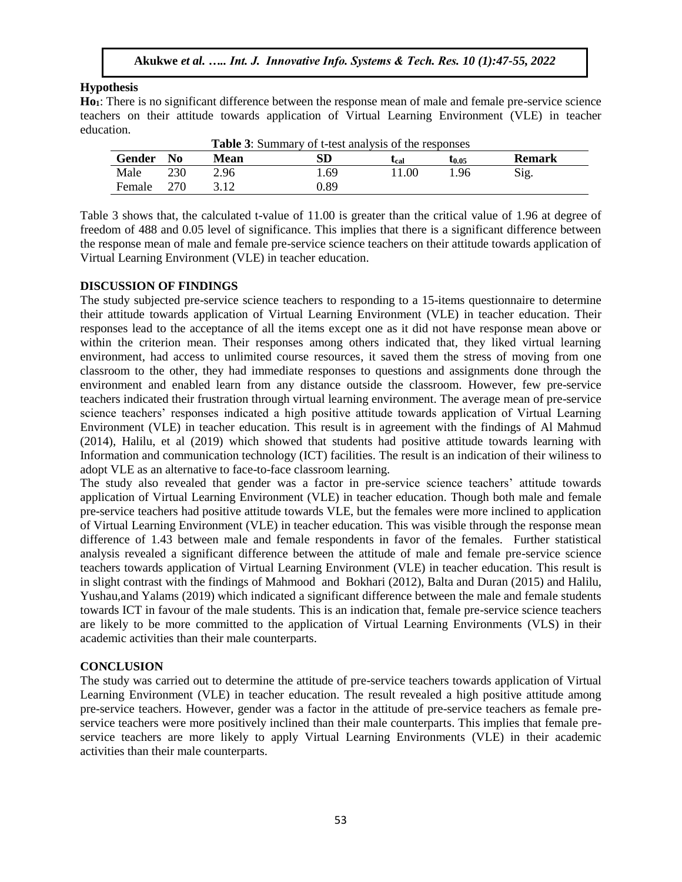**Hypothesis**

**Ho**[1]: There is no significant difference between the response mean of male and female pre-service science teachers on their attitude towards application of Virtual Learning Environment (VLE) in teacher education.

**Table 3**: Summary of t-test analysis of the responses

| Gender | No | Mean | SD | $t_{cal}$ | $t_{0.05}$ | Remark |
|---|---|---|---|---|---|---|
| Male | 230 | 2.96 | 1.69 | 11.00 | 1.96 | Sig. |
| Female | 270 | 3.12 | 0.89 | | | |

Table 3 shows that, the calculated t-value of 11.00 is greater than the critical value of 1.96 at degree of freedom of 488 and 0.05 level of significance. This implies that there is a significant difference between the response mean of male and female pre-service science teachers on their attitude towards application of Virtual Learning Environment (VLE) in teacher education.

## DISCUSSION OF FINDINGS

The study subjected pre-service science teachers to responding to a 15-items questionnaire to determine their attitude towards application of Virtual Learning Environment (VLE) in teacher education. Their responses lead to the acceptance of all the items except one as it did not have response mean above or within the criterion mean. Their responses among others indicated that, they liked virtual learning environment, had access to unlimited course resources, it saved them the stress of moving from one classroom to the other, they had immediate responses to questions and assignments done through the environment and enabled learn from any distance outside the classroom. However, few pre-service teachers indicated their frustration through virtual learning environment. The average mean of pre-service science teachers' responses indicated a high positive attitude towards application of Virtual Learning Environment (VLE) in teacher education. This result is in agreement with the findings of Al Mahmud (2014), Halilu, et al (2019) which showed that students had positive attitude towards learning with Information and communication technology (ICT) facilities. The result is an indication of their wiliness to adopt VLE as an alternative to face-to-face classroom learning.

The study also revealed that gender was a factor in pre-service science teachers' attitude towards application of Virtual Learning Environment (VLE) in teacher education. Though both male and female pre-service teachers had positive attitude towards VLE, but the females were more inclined to application of Virtual Learning Environment (VLE) in teacher education. This was visible through the response mean difference of 1.43 between male and female respondents in favor of the females. Further statistical analysis revealed a significant difference between the attitude of male and female pre-service science teachers towards application of Virtual Learning Environment (VLE) in teacher education. This result is in slight contrast with the findings of Mahmood and Bokhari (2012), Balta and Duran (2015) and Halilu, Yushau,and Yalams (2019) which indicated a significant difference between the male and female students towards ICT in favour of the male students. This is an indication that, female pre-service science teachers are likely to be more committed to the application of Virtual Learning Environments (VLS) in their academic activities than their male counterparts.

## CONCLUSION

The study was carried out to determine the attitude of pre-service teachers towards application of Virtual Learning Environment (VLE) in teacher education. The result revealed a high positive attitude among pre-service teachers. However, gender was a factor in the attitude of pre-service teachers as female pre-service teachers were more positively inclined than their male counterparts. This implies that female pre-service teachers are more likely to apply Virtual Learning Environments (VLE) in their academic activities than their male counterparts.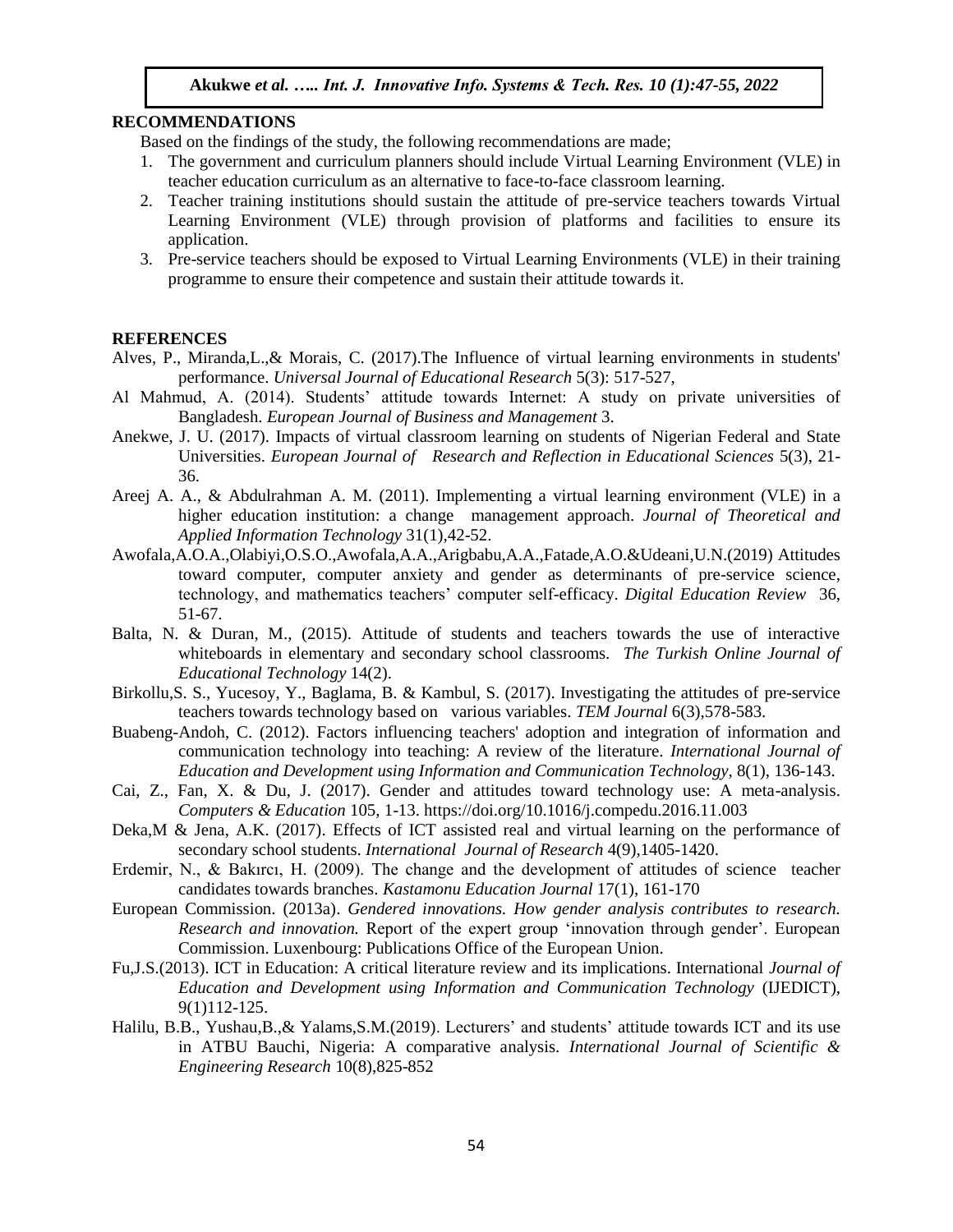## RECOMMENDATIONS

Based on the findings of the study, the following recommendations are made;

1. The government and curriculum planners should include Virtual Learning Environment (VLE) in teacher education curriculum as an alternative to face-to-face classroom learning.
2. Teacher training institutions should sustain the attitude of pre-service teachers towards Virtual Learning Environment (VLE) through provision of platforms and facilities to ensure its application.
3. Pre-service teachers should be exposed to Virtual Learning Environments (VLE) in their training programme to ensure their competence and sustain their attitude towards it.

## REFERENCES

Alves, P., Miranda,L.,& Morais, C. (2017).The Influence of virtual learning environments in students' performance. *Universal Journal of Educational Research* 5(3): 517-527,

Al Mahmud, A. (2014). Students' attitude towards Internet: A study on private universities of Bangladesh. *European Journal of Business and Management* 3.

Anekwe, J. U. (2017). Impacts of virtual classroom learning on students of Nigerian Federal and State Universities. *European Journal of Research and Reflection in Educational Sciences* 5(3), 21-36.

Areej A. A., & Abdulrahman A. M. (2011). Implementing a virtual learning environment (VLE) in a higher education institution: a change management approach. *Journal of Theoretical and Applied Information Technology* 31(1),42-52.

Awofala,A.O.A.,Olabiyi,O.S.O.,Awofala,A.A.,Arigbabu,A.A.,Fatade,A.O.&Udeani,U.N.(2019) Attitudes toward computer, computer anxiety and gender as determinants of pre-service science, technology, and mathematics teachers' computer self-efficacy. *Digital Education Review* 36, 51-67.

Balta, N. & Duran, M., (2015). Attitude of students and teachers towards the use of interactive whiteboards in elementary and secondary school classrooms. *The Turkish Online Journal of Educational Technology* 14(2).

Birkollu,S. S., Yucesoy, Y., Baglama, B. & Kambul, S. (2017). Investigating the attitudes of pre-service teachers towards technology based on various variables. *TEM Journal* 6(3),578-583.

Buabeng-Andoh, C. (2012). Factors influencing teachers' adoption and integration of information and communication technology into teaching: A review of the literature. *International Journal of Education and Development using Information and Communication Technology,* 8(1), 136-143.

Cai, Z., Fan, X. & Du, J. (2017). Gender and attitudes toward technology use: A meta-analysis. *Computers & Education* 105, 1-13. https://doi.org/10.1016/j.compedu.2016.11.003

Deka,M & Jena, A.K. (2017). Effects of ICT assisted real and virtual learning on the performance of secondary school students. *International Journal of Research* 4(9),1405-1420.

Erdemir, N., & Bakırcı, H. (2009). The change and the development of attitudes of science teacher candidates towards branches. *Kastamonu Education Journal* 17(1), 161-170

European Commission. (2013a). *Gendered innovations. How gender analysis contributes to research. Research and innovation.* Report of the expert group 'innovation through gender'. European Commission. Luxenbourg: Publications Office of the European Union.

Fu,J.S.(2013). ICT in Education: A critical literature review and its implications. International *Journal of Education and Development using Information and Communication Technology* (IJEDICT), 9(1)112-125.

Halilu, B.B., Yushau,B.,& Yalams,S.M.(2019). Lecturers' and students' attitude towards ICT and its use in ATBU Bauchi, Nigeria: A comparative analysis. *International Journal of Scientific & Engineering Research* 10(8),825-852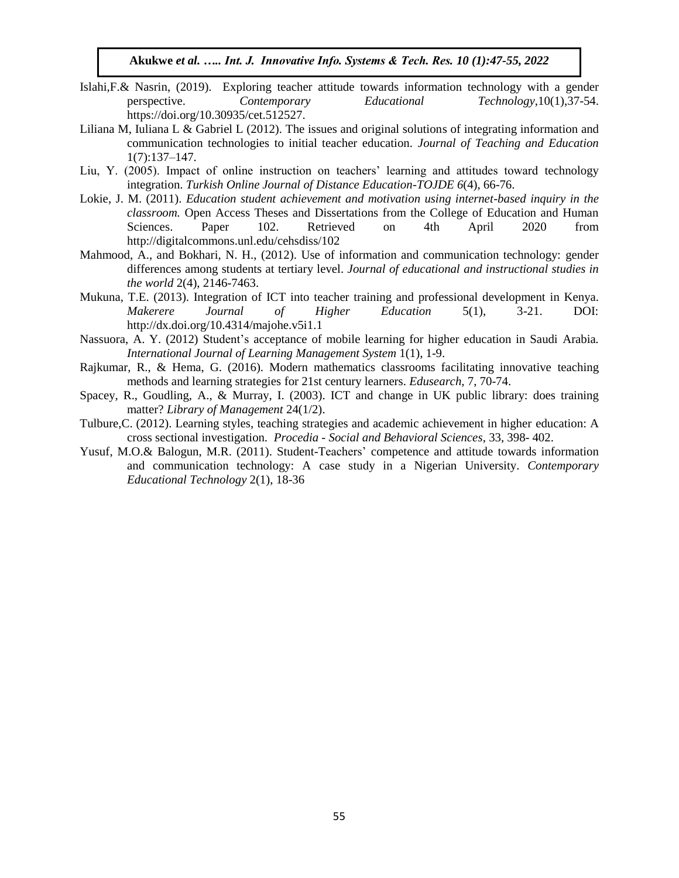Islahi,F.& Nasrin, (2019). Exploring teacher attitude towards information technology with a gender perspective. *Contemporary Educational Technology*,10(1),37-54. https://doi.org/10.30935/cet.512527.

Liliana M, Iuliana L & Gabriel L (2012). The issues and original solutions of integrating information and communication technologies to initial teacher education. *Journal of Teaching and Education* 1(7):137–147.

Liu, Y. (2005). Impact of online instruction on teachers' learning and attitudes toward technology integration. *Turkish Online Journal of Distance Education-TOJDE 6*(4), 66-76.

Lokie, J. M. (2011). *Education student achievement and motivation using internet-based inquiry in the classroom.* Open Access Theses and Dissertations from the College of Education and Human Sciences. Paper 102. Retrieved on 4th April 2020 from http://digitalcommons.unl.edu/cehsdiss/102

Mahmood, A., and Bokhari, N. H., (2012). Use of information and communication technology: gender differences among students at tertiary level. *Journal of educational and instructional studies in the world* 2(4), 2146-7463.

Mukuna, T.E. (2013). Integration of ICT into teacher training and professional development in Kenya. *Makerere Journal of Higher Education* 5(1), 3-21. DOI: http://dx.doi.org/10.4314/majohe.v5i1.1

Nassuora, A. Y. (2012) Student's acceptance of mobile learning for higher education in Saudi Arabia. *International Journal of Learning Management System* 1(1), 1-9.

Rajkumar, R., & Hema, G. (2016). Modern mathematics classrooms facilitating innovative teaching methods and learning strategies for 21st century learners. *Edusearch,* 7, 70-74.

Spacey, R., Goudling, A., & Murray, I. (2003). ICT and change in UK public library: does training matter? *Library of Management* 24(1/2).

Tulbure,C. (2012). Learning styles, teaching strategies and academic achievement in higher education: A cross sectional investigation. *Procedia - Social and Behavioral Sciences*, 33, 398- 402.

Yusuf, M.O.& Balogun, M.R. (2011). Student-Teachers' competence and attitude towards information and communication technology: A case study in a Nigerian University. *Contemporary Educational Technology* 2(1), 18-36